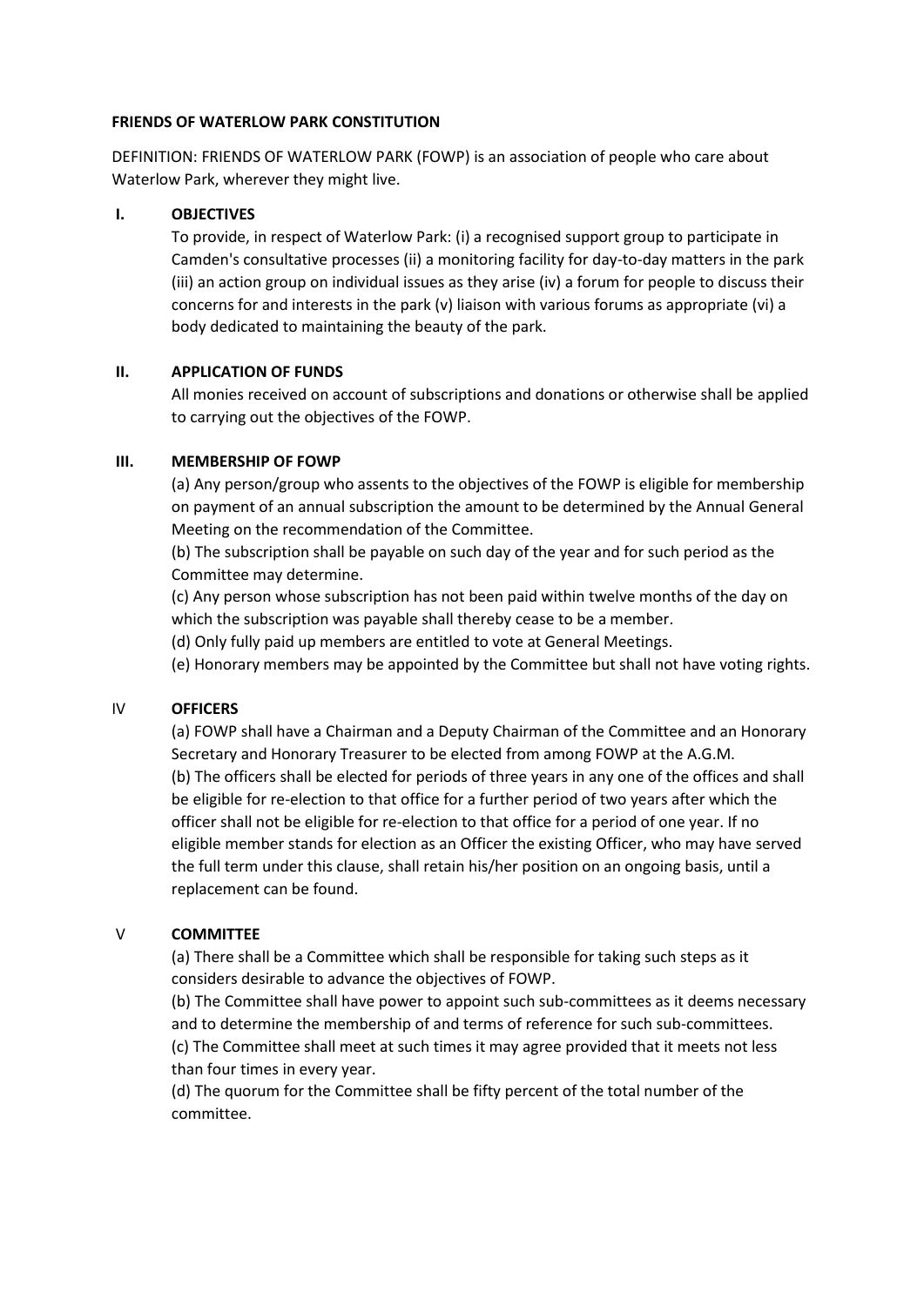# FRIENDS OF WATERLOW PARK CONSTITUTION

DEFINITION: FRIENDS OF WATERLOW PARK (FOWP) is an association of people who care about Waterlow Park, wherever they might live.

## I. OBJECTIVES

To provide, in respect of Waterlow Park: (i) a recognised support group to participate in Camden's consultative processes (ii) a monitoring facility for day-to-day matters in the park (iii) an action group on individual issues as they arise (iv) a forum for people to discuss their concerns for and interests in the park (v) liaison with various forums as appropriate (vi) a body dedicated to maintaining the beauty of the park.

## II. APPLICATION OF FUNDS

All monies received on account of subscriptions and donations or otherwise shall be applied to carrying out the objectives of the FOWP.

## III. MEMBERSHIP OF FOWP

(a) Any person/group who assents to the objectives of the FOWP is eligible for membership on payment of an annual subscription the amount to be determined by the Annual General Meeting on the recommendation of the Committee.

(b) The subscription shall be payable on such day of the year and for such period as the Committee may determine.

(c) Any person whose subscription has not been paid within twelve months of the day on which the subscription was payable shall thereby cease to be a member.

(d) Only fully paid up members are entitled to vote at General Meetings.

(e) Honorary members may be appointed by the Committee but shall not have voting rights.

## IV OFFICERS

(a) FOWP shall have a Chairman and a Deputy Chairman of the Committee and an Honorary Secretary and Honorary Treasurer to be elected from among FOWP at the A.G.M.

(b) The officers shall be elected for periods of three years in any one of the offices and shall be eligible for re-election to that office for a further period of two years after which the officer shall not be eligible for re-election to that office for a period of one year. If no eligible member stands for election as an Officer the existing Officer, who may have served the full term under this clause, shall retain his/her position on an ongoing basis, until a replacement can be found.

## V COMMITTEE

(a) There shall be a Committee which shall be responsible for taking such steps as it considers desirable to advance the objectives of FOWP.

(b) The Committee shall have power to appoint such sub-committees as it deems necessary and to determine the membership of and terms of reference for such sub-committees.

(c) The Committee shall meet at such times it may agree provided that it meets not less than four times in every year.

(d) The quorum for the Committee shall be fifty percent of the total number of the committee.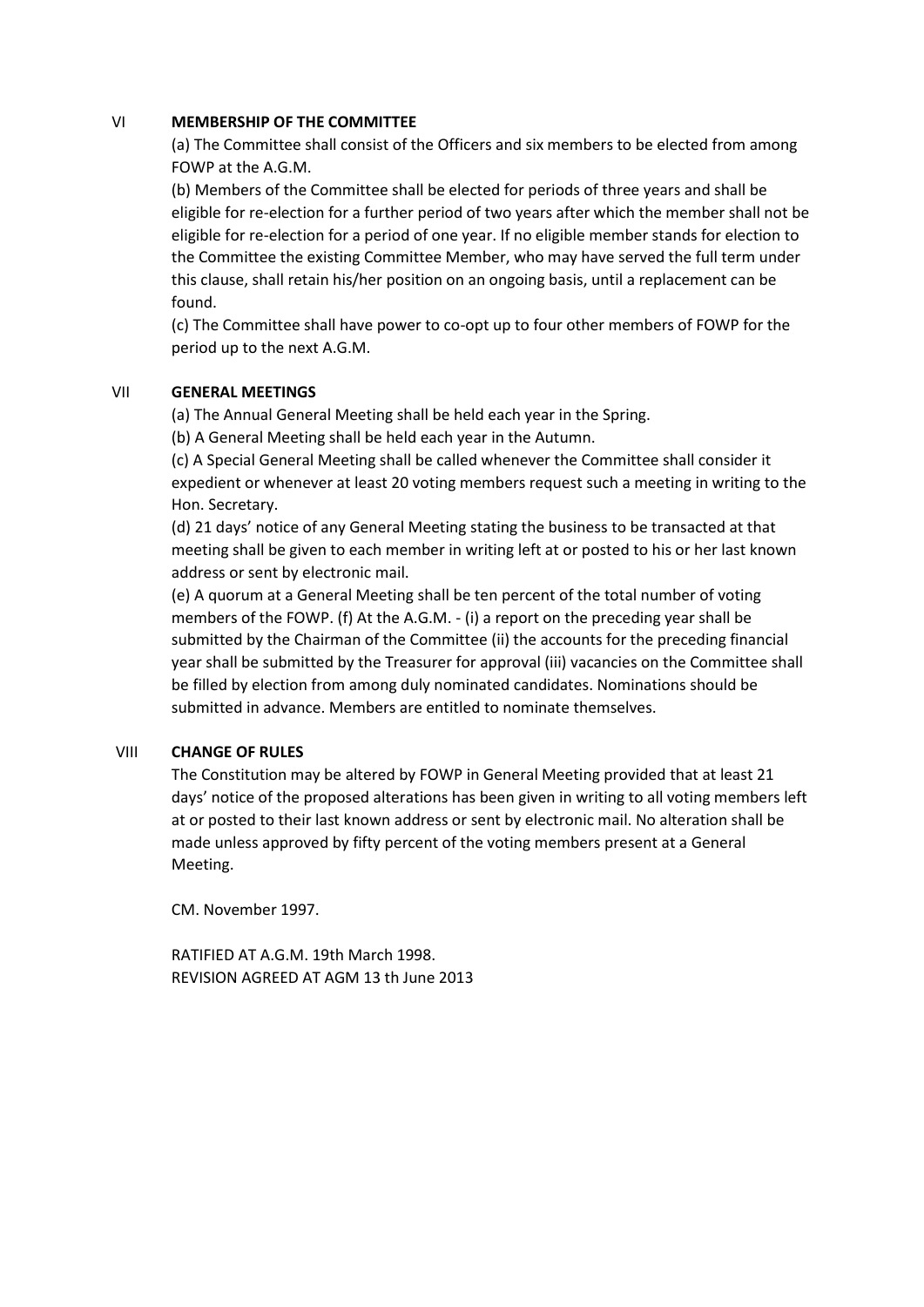## VI MEMBERSHIP OF THE COMMITTEE

(a) The Committee shall consist of the Officers and six members to be elected from among FOWP at the A.G.M.

(b) Members of the Committee shall be elected for periods of three years and shall be eligible for re-election for a further period of two years after which the member shall not be eligible for re-election for a period of one year. If no eligible member stands for election to the Committee the existing Committee Member, who may have served the full term under this clause, shall retain his/her position on an ongoing basis, until a replacement can be found.

(c) The Committee shall have power to co-opt up to four other members of FOWP for the period up to the next A.G.M.

## VII GENERAL MEETINGS

(a) The Annual General Meeting shall be held each year in the Spring.

(b) A General Meeting shall be held each year in the Autumn.

(c) A Special General Meeting shall be called whenever the Committee shall consider it expedient or whenever at least 20 voting members request such a meeting in writing to the Hon. Secretary.

(d) 21 days' notice of any General Meeting stating the business to be transacted at that meeting shall be given to each member in writing left at or posted to his or her last known address or sent by electronic mail.

(e) A quorum at a General Meeting shall be ten percent of the total number of voting members of the FOWP. (f) At the A.G.M. - (i) a report on the preceding year shall be submitted by the Chairman of the Committee (ii) the accounts for the preceding financial year shall be submitted by the Treasurer for approval (iii) vacancies on the Committee shall be filled by election from among duly nominated candidates. Nominations should be submitted in advance. Members are entitled to nominate themselves.

## VIII CHANGE OF RULES

The Constitution may be altered by FOWP in General Meeting provided that at least 21 days' notice of the proposed alterations has been given in writing to all voting members left at or posted to their last known address or sent by electronic mail. No alteration shall be made unless approved by fifty percent of the voting members present at a General Meeting.

CM. November 1997.

RATIFIED AT A.G.M. 19th March 1998.
REVISION AGREED AT AGM 13 th June 2013